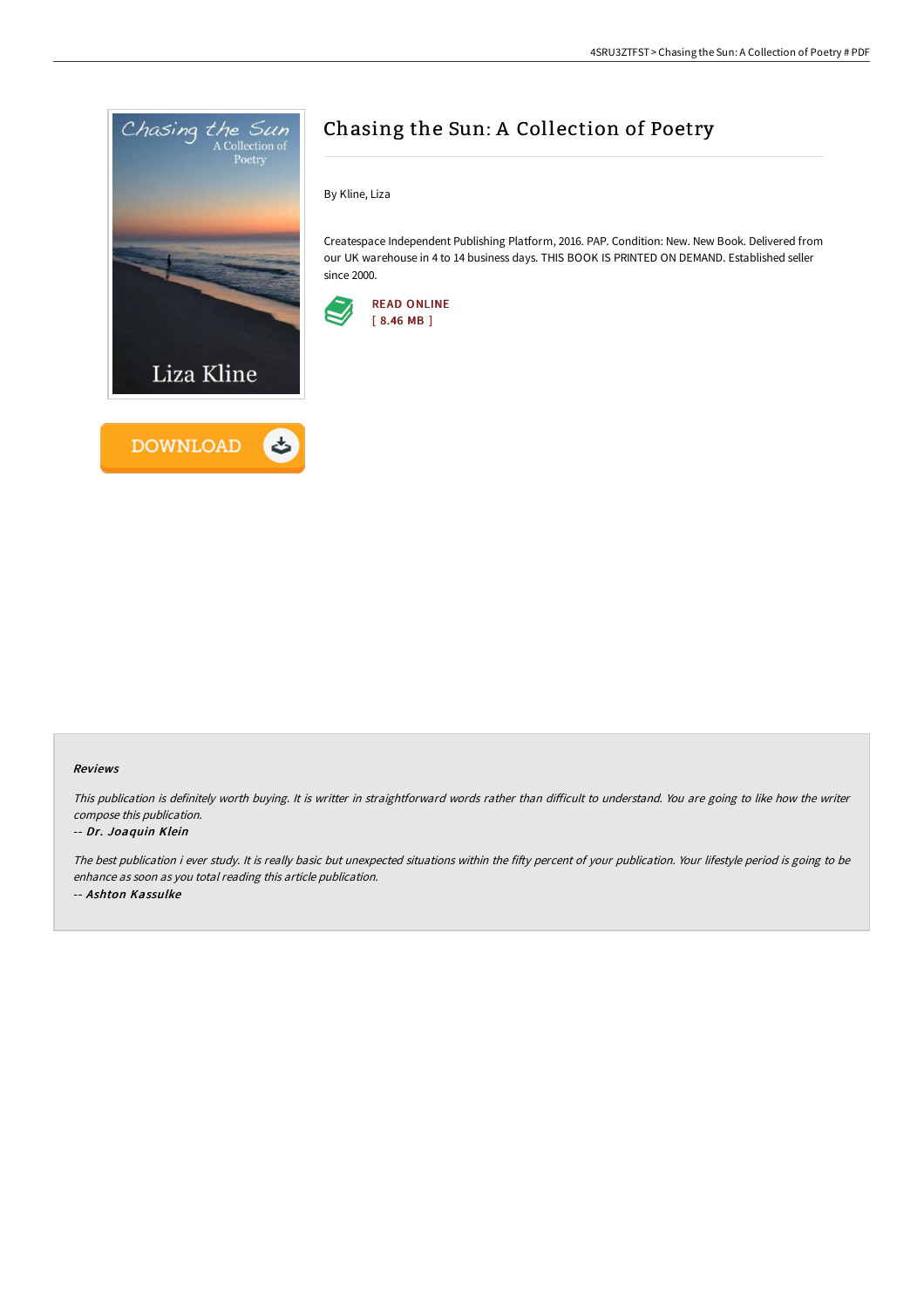# Chasing the Sun: A Collection of Poetry

By Kline, Liza

Createspace Independent Publishing Platform, 2016. PAP. Condition: New. New Book. Delivered from our UK warehouse in 4 to 14 business days. THIS BOOK IS PRINTED ON DEMAND. Established seller since 2000.

READ ONLINE
[ 8.46 MB ]

### Reviews

*This publication is definitely worth buying. It is writter in straightforward words rather than difficult to understand. You are going to like how the writer compose this publication.*

-- ***Dr. Joaquin Klein***

*The best publication i ever study. It is really basic but unexpected situations within the fifty percent of your publication. Your lifestyle period is going to be enhance as soon as you total reading this article publication.*

-- ***Ashton Kassulke***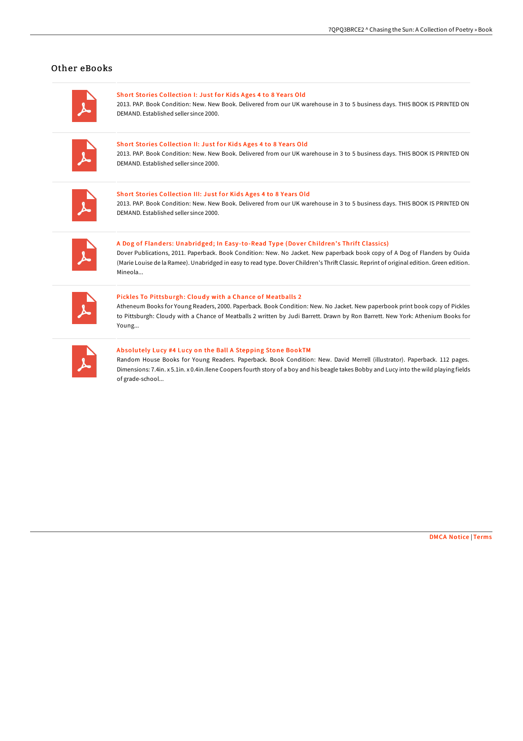## Other eBooks

### Short Stories Collection I: Just for Kids Ages 4 to 8 Years Old

2013. PAP. Book Condition: New. New Book. Delivered from our UK warehouse in 3 to 5 business days. THIS BOOK IS PRINTED ON DEMAND. Established seller since 2000.

### Short Stories Collection II: Just for Kids Ages 4 to 8 Years Old

2013. PAP. Book Condition: New. New Book. Delivered from our UK warehouse in 3 to 5 business days. THIS BOOK IS PRINTED ON DEMAND. Established seller since 2000.

### Short Stories Collection III: Just for Kids Ages 4 to 8 Years Old

2013. PAP. Book Condition: New. New Book. Delivered from our UK warehouse in 3 to 5 business days. THIS BOOK IS PRINTED ON DEMAND. Established seller since 2000.

### A Dog of Flanders: Unabridged; In Easy-to-Read Type (Dover Children's Thrift Classics)

Dover Publications, 2011. Paperback. Book Condition: New. No Jacket. New paperback book copy of A Dog of Flanders by Ouida (Marie Louise de la Ramee). Unabridged in easy to read type. Dover Children's Thrift Classic. Reprint of original edition. Green edition. Mineola...

### Pickles To Pittsburgh: Cloudy with a Chance of Meatballs 2

Atheneum Books for Young Readers, 2000. Paperback. Book Condition: New. No Jacket. New paperbook print book copy of Pickles to Pittsburgh: Cloudy with a Chance of Meatballs 2 written by Judi Barrett. Drawn by Ron Barrett. New York: Athenium Books for Young...

### Absolutely Lucy #4 Lucy on the Ball A Stepping Stone BookTM

Random House Books for Young Readers. Paperback. Book Condition: New. David Merrell (illustrator). Paperback. 112 pages. Dimensions: 7.4in. x 5.1in. x 0.4in.Ilene Coopers fourth story of a boy and his beagle takes Bobby and Lucy into the wild playing fields of grade-school...

DMCA Notice | Terms